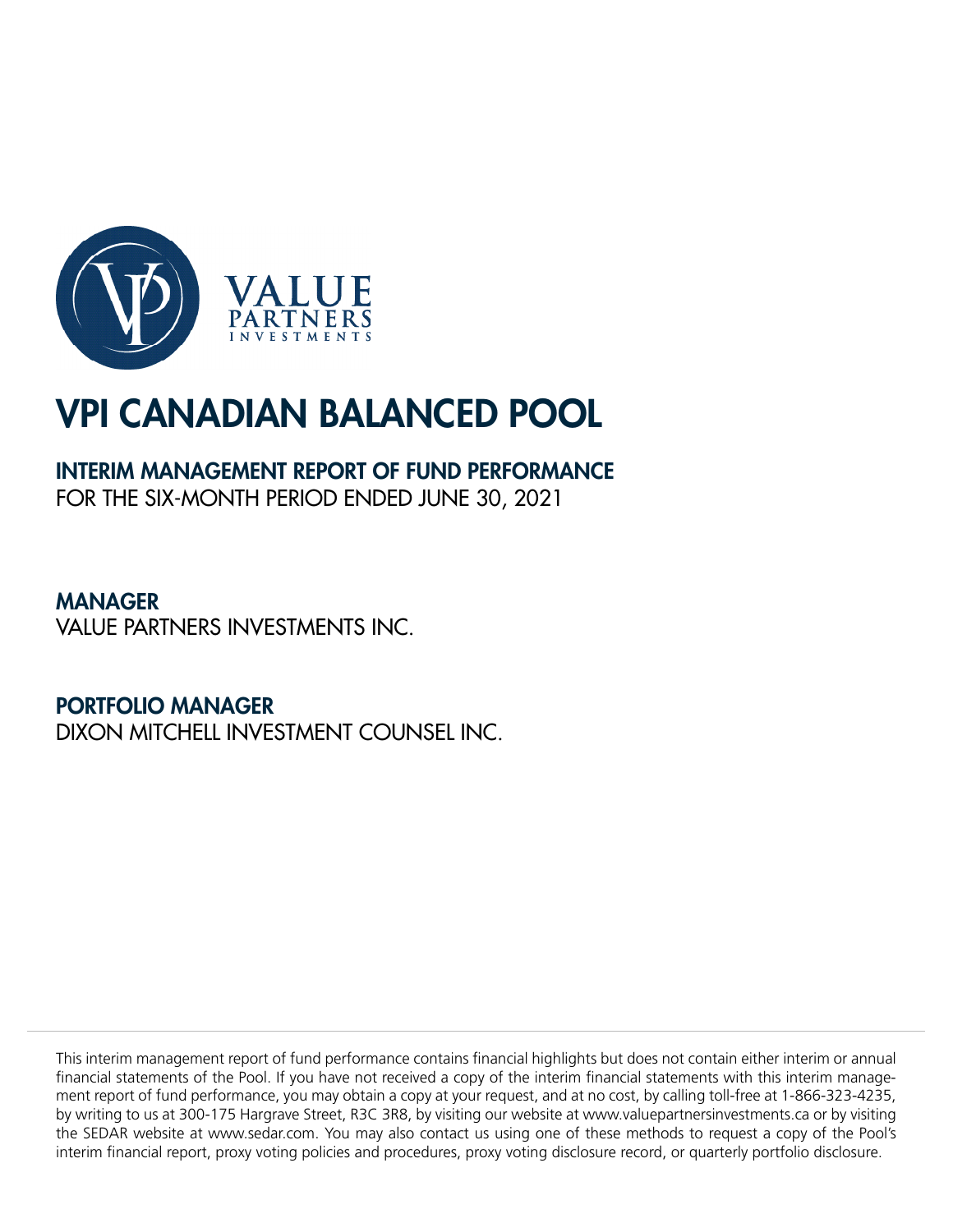# VPI CANADIAN BALANCED POOL

## INTERIM MANAGEMENT REPORT OF FUND PERFORMANCE

FOR THE SIX-MONTH PERIOD ENDED JUNE 30, 2021

## MANAGER

VALUE PARTNERS INVESTMENTS INC.

## PORTFOLIO MANAGER

DIXON MITCHELL INVESTMENT COUNSEL INC.

This interim management report of fund performance contains financial highlights but does not contain either interim or annual financial statements of the Pool. If you have not received a copy of the interim financial statements with this interim management report of fund performance, you may obtain a copy at your request, and at no cost, by calling toll-free at 1-866-323-4235, by writing to us at 300-175 Hargrave Street, R3C 3R8, by visiting our website at www.valuepartnersinvestments.ca or by visiting the SEDAR website at www.sedar.com. You may also contact us using one of these methods to request a copy of the Pool's interim financial report, proxy voting policies and procedures, proxy voting disclosure record, or quarterly portfolio disclosure.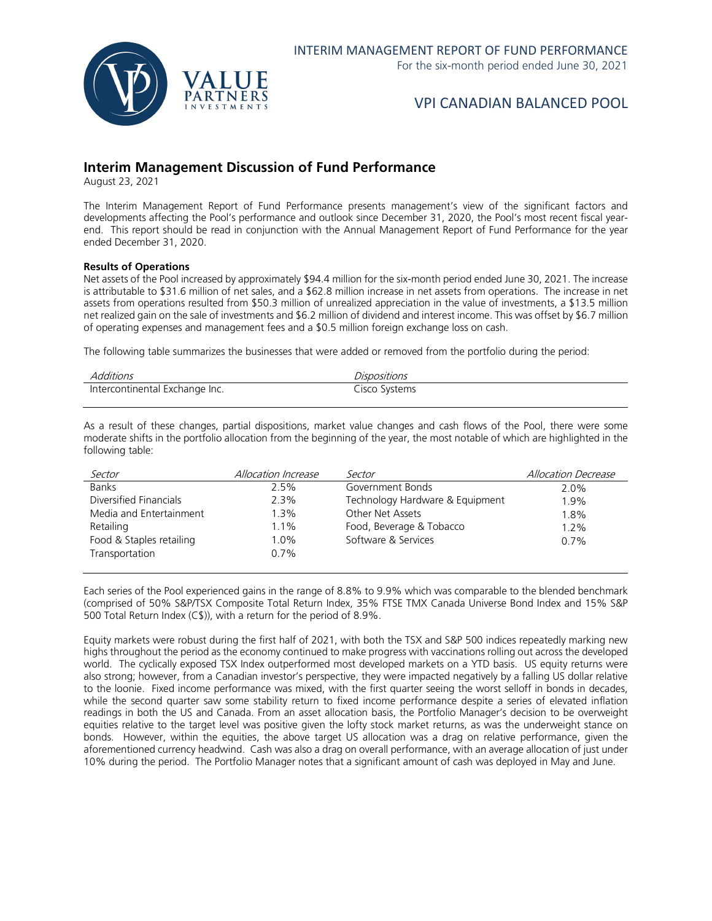## Interim Management Discussion of Fund Performance

August 23, 2021

The Interim Management Report of Fund Performance presents management's view of the significant factors and developments affecting the Pool's performance and outlook since December 31, 2020, the Pool's most recent fiscal year-end. This report should be read in conjunction with the Annual Management Report of Fund Performance for the year ended December 31, 2020.

**Results of Operations**

Net assets of the Pool increased by approximately $94.4 million for the six-month period ended June 30, 2021. The increase is attributable to $31.6 million of net sales, and a $62.8 million increase in net assets from operations. The increase in net assets from operations resulted from $50.3 million of unrealized appreciation in the value of investments, a $13.5 million net realized gain on the sale of investments and $6.2 million of dividend and interest income. This was offset by $6.7 million of operating expenses and management fees and a $0.5 million foreign exchange loss on cash.

The following table summarizes the businesses that were added or removed from the portfolio during the period:

| *Additions* | *Dispositions* |
|---|---|
| Intercontinental Exchange Inc. | Cisco Systems |

As a result of these changes, partial dispositions, market value changes and cash flows of the Pool, there were some moderate shifts in the portfolio allocation from the beginning of the year, the most notable of which are highlighted in the following table:

| *Sector* | *Allocation Increase* | *Sector* | *Allocation Decrease* |
|---|---|---|---|
| Banks | 2.5% | Government Bonds | 2.0% |
| Diversified Financials | 2.3% | Technology Hardware & Equipment | 1.9% |
| Media and Entertainment | 1.3% | Other Net Assets | 1.8% |
| Retailing | 1.1% | Food, Beverage & Tobacco | 1.2% |
| Food & Staples retailing | 1.0% | Software & Services | 0.7% |
| Transportation | 0.7% | | |

Each series of the Pool experienced gains in the range of 8.8% to 9.9% which was comparable to the blended benchmark (comprised of 50% S&P/TSX Composite Total Return Index, 35% FTSE TMX Canada Universe Bond Index and 15% S&P 500 Total Return Index (C$)), with a return for the period of 8.9%.

Equity markets were robust during the first half of 2021, with both the TSX and S&P 500 indices repeatedly marking new highs throughout the period as the economy continued to make progress with vaccinations rolling out across the developed world. The cyclically exposed TSX Index outperformed most developed markets on a YTD basis. US equity returns were also strong; however, from a Canadian investor's perspective, they were impacted negatively by a falling US dollar relative to the loonie. Fixed income performance was mixed, with the first quarter seeing the worst selloff in bonds in decades, while the second quarter saw some stability return to fixed income performance despite a series of elevated inflation readings in both the US and Canada. From an asset allocation basis, the Portfolio Manager's decision to be overweight equities relative to the target level was positive given the lofty stock market returns, as was the underweight stance on bonds. However, within the equities, the above target US allocation was a drag on relative performance, given the aforementioned currency headwind. Cash was also a drag on overall performance, with an average allocation of just under 10% during the period. The Portfolio Manager notes that a significant amount of cash was deployed in May and June.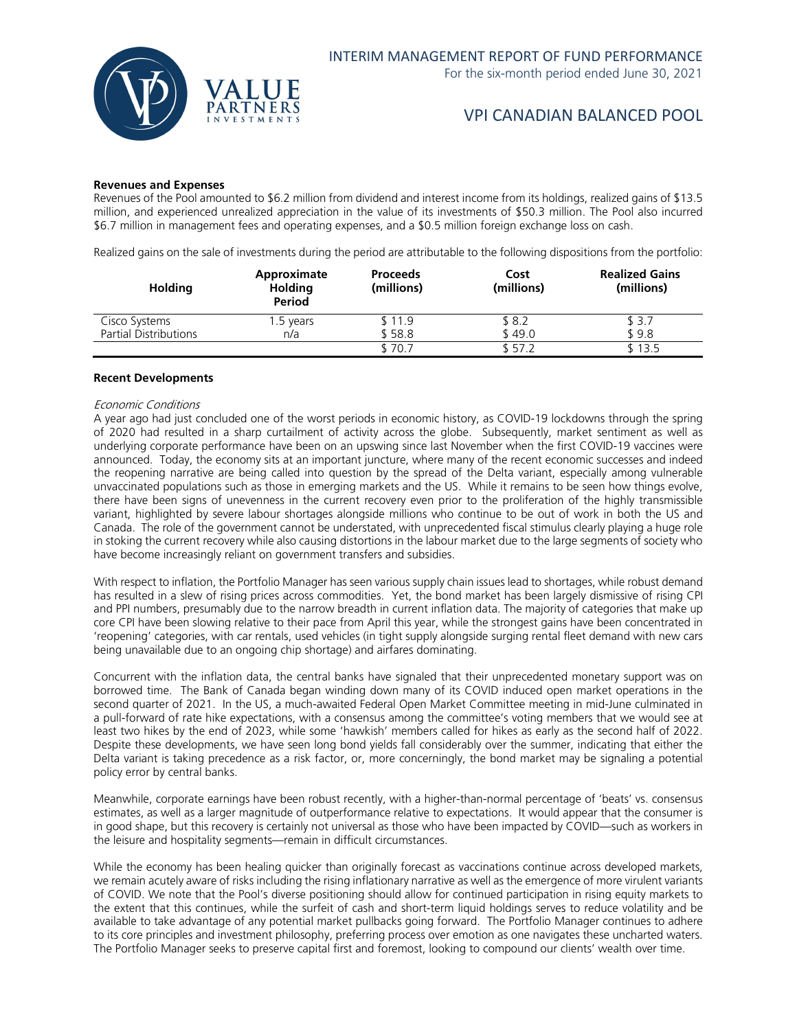#### Revenues and Expenses

Revenues of the Pool amounted to $6.2 million from dividend and interest income from its holdings, realized gains of $13.5 million, and experienced unrealized appreciation in the value of its investments of $50.3 million. The Pool also incurred $6.7 million in management fees and operating expenses, and a $0.5 million foreign exchange loss on cash.

Realized gains on the sale of investments during the period are attributable to the following dispositions from the portfolio:

| Holding | Approximate Holding Period | Proceeds (millions) | Cost (millions) | Realized Gains (millions) |
|---|---|---|---|---|
| Cisco Systems | 1.5 years | $ 11.9 | $ 8.2 | $ 3.7 |
| Partial Distributions | n/a | $ 58.8 | $ 49.0 | $ 9.8 |
| | | $ 70.7 | $ 57.2 | $ 13.5 |

#### Recent Developments

*Economic Conditions*

A year ago had just concluded one of the worst periods in economic history, as COVID-19 lockdowns through the spring of 2020 had resulted in a sharp curtailment of activity across the globe. Subsequently, market sentiment as well as underlying corporate performance have been on an upswing since last November when the first COVID-19 vaccines were announced. Today, the economy sits at an important juncture, where many of the recent economic successes and indeed the reopening narrative are being called into question by the spread of the Delta variant, especially among vulnerable unvaccinated populations such as those in emerging markets and the US. While it remains to be seen how things evolve, there have been signs of unevenness in the current recovery even prior to the proliferation of the highly transmissible variant, highlighted by severe labour shortages alongside millions who continue to be out of work in both the US and Canada. The role of the government cannot be understated, with unprecedented fiscal stimulus clearly playing a huge role in stoking the current recovery while also causing distortions in the labour market due to the large segments of society who have become increasingly reliant on government transfers and subsidies.

With respect to inflation, the Portfolio Manager has seen various supply chain issues lead to shortages, while robust demand has resulted in a slew of rising prices across commodities. Yet, the bond market has been largely dismissive of rising CPI and PPI numbers, presumably due to the narrow breadth in current inflation data. The majority of categories that make up core CPI have been slowing relative to their pace from April this year, while the strongest gains have been concentrated in 'reopening' categories, with car rentals, used vehicles (in tight supply alongside surging rental fleet demand with new cars being unavailable due to an ongoing chip shortage) and airfares dominating.

Concurrent with the inflation data, the central banks have signaled that their unprecedented monetary support was on borrowed time. The Bank of Canada began winding down many of its COVID induced open market operations in the second quarter of 2021. In the US, a much-awaited Federal Open Market Committee meeting in mid-June culminated in a pull-forward of rate hike expectations, with a consensus among the committee's voting members that we would see at least two hikes by the end of 2023, while some 'hawkish' members called for hikes as early as the second half of 2022. Despite these developments, we have seen long bond yields fall considerably over the summer, indicating that either the Delta variant is taking precedence as a risk factor, or, more concerningly, the bond market may be signaling a potential policy error by central banks.

Meanwhile, corporate earnings have been robust recently, with a higher-than-normal percentage of 'beats' vs. consensus estimates, as well as a larger magnitude of outperformance relative to expectations. It would appear that the consumer is in good shape, but this recovery is certainly not universal as those who have been impacted by COVID—such as workers in the leisure and hospitality segments—remain in difficult circumstances.

While the economy has been healing quicker than originally forecast as vaccinations continue across developed markets, we remain acutely aware of risks including the rising inflationary narrative as well as the emergence of more virulent variants of COVID. We note that the Pool's diverse positioning should allow for continued participation in rising equity markets to the extent that this continues, while the surfeit of cash and short-term liquid holdings serves to reduce volatility and be available to take advantage of any potential market pullbacks going forward. The Portfolio Manager continues to adhere to its core principles and investment philosophy, preferring process over emotion as one navigates these uncharted waters. The Portfolio Manager seeks to preserve capital first and foremost, looking to compound our clients' wealth over time.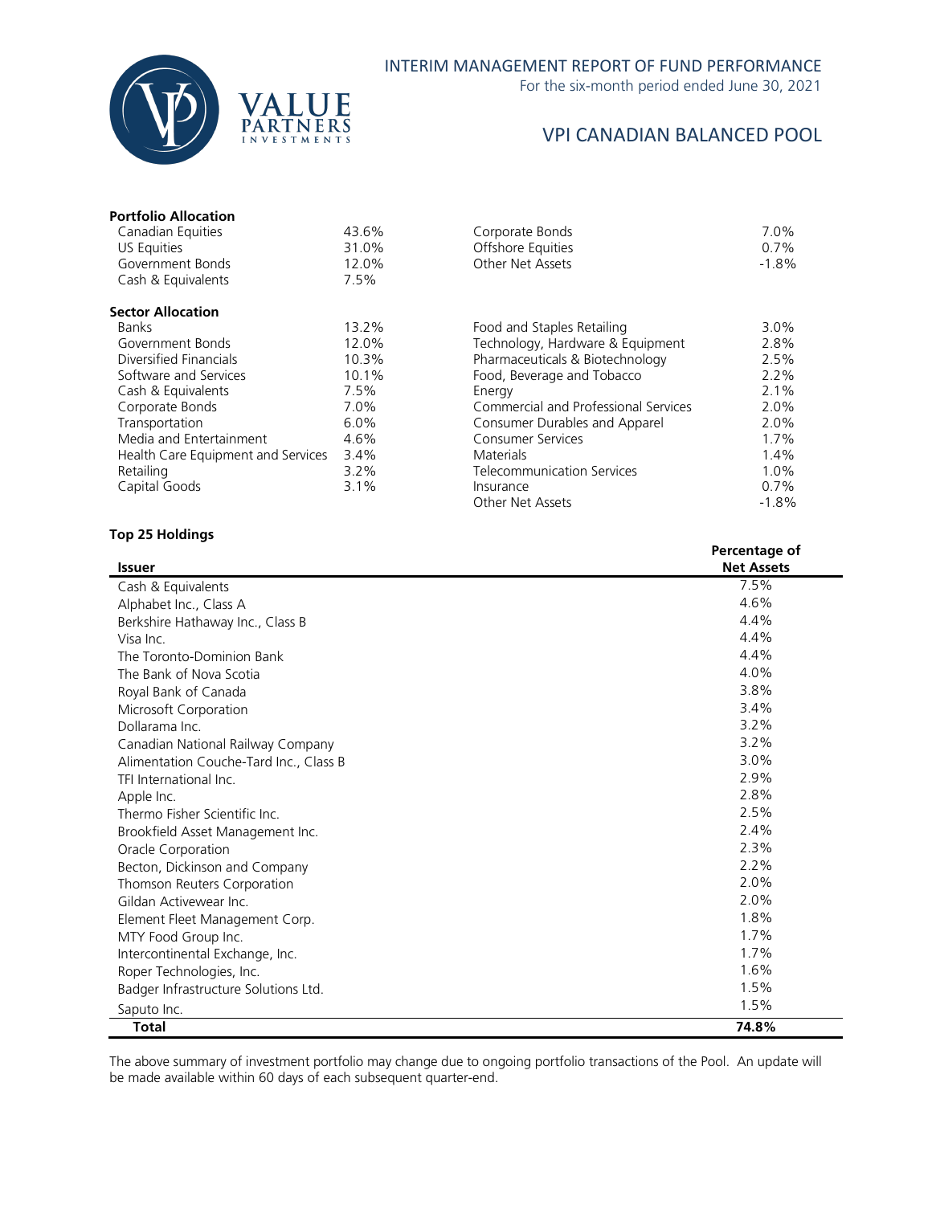### Portfolio Allocation

| | | | |
|---|---|---|---|
| Canadian Equities | 43.6% | Corporate Bonds | 7.0% |
| US Equities | 31.0% | Offshore Equities | 0.7% |
| Government Bonds | 12.0% | Other Net Assets | -1.8% |
| Cash & Equivalents | 7.5% | | |

### Sector Allocation

| | | | |
|---|---|---|---|
| Banks | 13.2% | Food and Staples Retailing | 3.0% |
| Government Bonds | 12.0% | Technology, Hardware & Equipment | 2.8% |
| Diversified Financials | 10.3% | Pharmaceuticals & Biotechnology | 2.5% |
| Software and Services | 10.1% | Food, Beverage and Tobacco | 2.2% |
| Cash & Equivalents | 7.5% | Energy | 2.1% |
| Corporate Bonds | 7.0% | Commercial and Professional Services | 2.0% |
| Transportation | 6.0% | Consumer Durables and Apparel | 2.0% |
| Media and Entertainment | 4.6% | Consumer Services | 1.7% |
| Health Care Equipment and Services | 3.4% | Materials | 1.4% |
| Retailing | 3.2% | Telecommunication Services | 1.0% |
| Capital Goods | 3.1% | Insurance | 0.7% |
| | | Other Net Assets | -1.8% |

### Top 25 Holdings

| Issuer | Percentage of Net Assets |
|---|---|
| Cash & Equivalents | 7.5% |
| Alphabet Inc., Class A | 4.6% |
| Berkshire Hathaway Inc., Class B | 4.4% |
| Visa Inc. | 4.4% |
| The Toronto-Dominion Bank | 4.4% |
| The Bank of Nova Scotia | 4.0% |
| Royal Bank of Canada | 3.8% |
| Microsoft Corporation | 3.4% |
| Dollarama Inc. | 3.2% |
| Canadian National Railway Company | 3.2% |
| Alimentation Couche-Tard Inc., Class B | 3.0% |
| TFI International Inc. | 2.9% |
| Apple Inc. | 2.8% |
| Thermo Fisher Scientific Inc. | 2.5% |
| Brookfield Asset Management Inc. | 2.4% |
| Oracle Corporation | 2.3% |
| Becton, Dickinson and Company | 2.2% |
| Thomson Reuters Corporation | 2.0% |
| Gildan Activewear Inc. | 2.0% |
| Element Fleet Management Corp. | 1.8% |
| MTY Food Group Inc. | 1.7% |
| Intercontinental Exchange, Inc. | 1.7% |
| Roper Technologies, Inc. | 1.6% |
| Badger Infrastructure Solutions Ltd. | 1.5% |
| Saputo Inc. | 1.5% |
| **Total** | **74.8%** |

The above summary of investment portfolio may change due to ongoing portfolio transactions of the Pool. An update will be made available within 60 days of each subsequent quarter-end.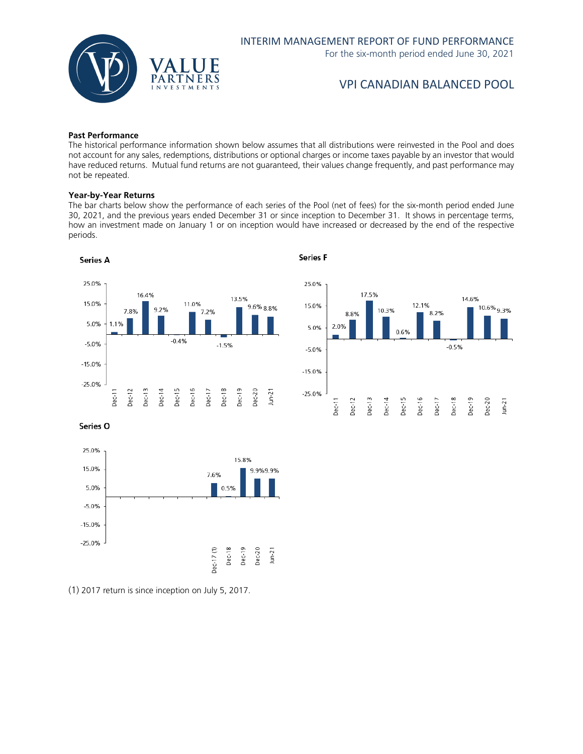### Past Performance

The historical performance information shown below assumes that all distributions were reinvested in the Pool and does not account for any sales, redemptions, distributions or optional charges or income taxes payable by an investor that would have reduced returns. Mutual fund returns are not guaranteed, their values change frequently, and past performance may not be repeated.

### Year-by-Year Returns

The bar charts below show the performance of each series of the Pool (net of fees) for the six-month period ended June 30, 2021, and the previous years ended December 31 or since inception to December 31. It shows in percentage terms, how an investment made on January 1 or on inception would have increased or decreased by the end of the respective periods.

**Series A**

| Dec-11 | Dec-12 | Dec-13 | Dec-14 | Dec-15 | Dec-16 | Dec-17 | Dec-18 | Dec-19 | Dec-20 | Jun-21 |
|---|---|---|---|---|---|---|---|---|---|---|
| 1.1% | 7.8% | 16.4% | 9.2% | -0.4% | 11.0% | 7.2% | -1.5% | 13.5% | 9.6% | 8.8% |

**Series F**

| Dec-11 | Dec-12 | Dec-13 | Dec-14 | Dec-15 | Dec-16 | Dec-17 | Dec-18 | Dec-19 | Dec-20 | Jun-21 |
|---|---|---|---|---|---|---|---|---|---|---|
| 2.0% | 8.8% | 17.5% | 10.3% | 0.6% | 12.1% | 8.2% | -0.5% | 14.6% | 10.6% | 9.3% |

**Series O**

| Dec-17 (1) | Dec-18 | Dec-19 | Dec-20 | Jun-21 |
|---|---|---|---|---|
| 7.6% | 0.5% | 15.8% | 9.9% | 9.9% |

(1) 2017 return is since inception on July 5, 2017.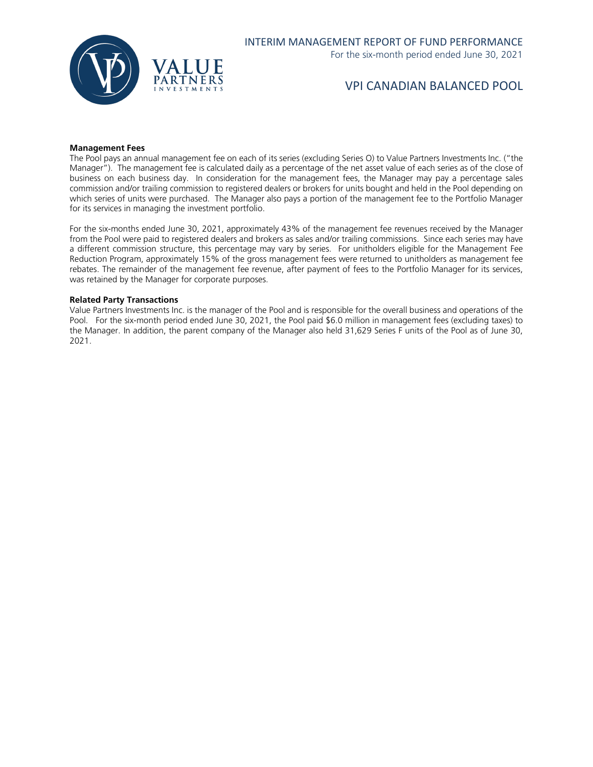#### Management Fees

The Pool pays an annual management fee on each of its series (excluding Series O) to Value Partners Investments Inc. ("the Manager"). The management fee is calculated daily as a percentage of the net asset value of each series as of the close of business on each business day. In consideration for the management fees, the Manager may pay a percentage sales commission and/or trailing commission to registered dealers or brokers for units bought and held in the Pool depending on which series of units were purchased. The Manager also pays a portion of the management fee to the Portfolio Manager for its services in managing the investment portfolio.

For the six-months ended June 30, 2021, approximately 43% of the management fee revenues received by the Manager from the Pool were paid to registered dealers and brokers as sales and/or trailing commissions. Since each series may have a different commission structure, this percentage may vary by series. For unitholders eligible for the Management Fee Reduction Program, approximately 15% of the gross management fees were returned to unitholders as management fee rebates. The remainder of the management fee revenue, after payment of fees to the Portfolio Manager for its services, was retained by the Manager for corporate purposes.

#### Related Party Transactions

Value Partners Investments Inc. is the manager of the Pool and is responsible for the overall business and operations of the Pool. For the six-month period ended June 30, 2021, the Pool paid $6.0 million in management fees (excluding taxes) to the Manager. In addition, the parent company of the Manager also held 31,629 Series F units of the Pool as of June 30, 2021.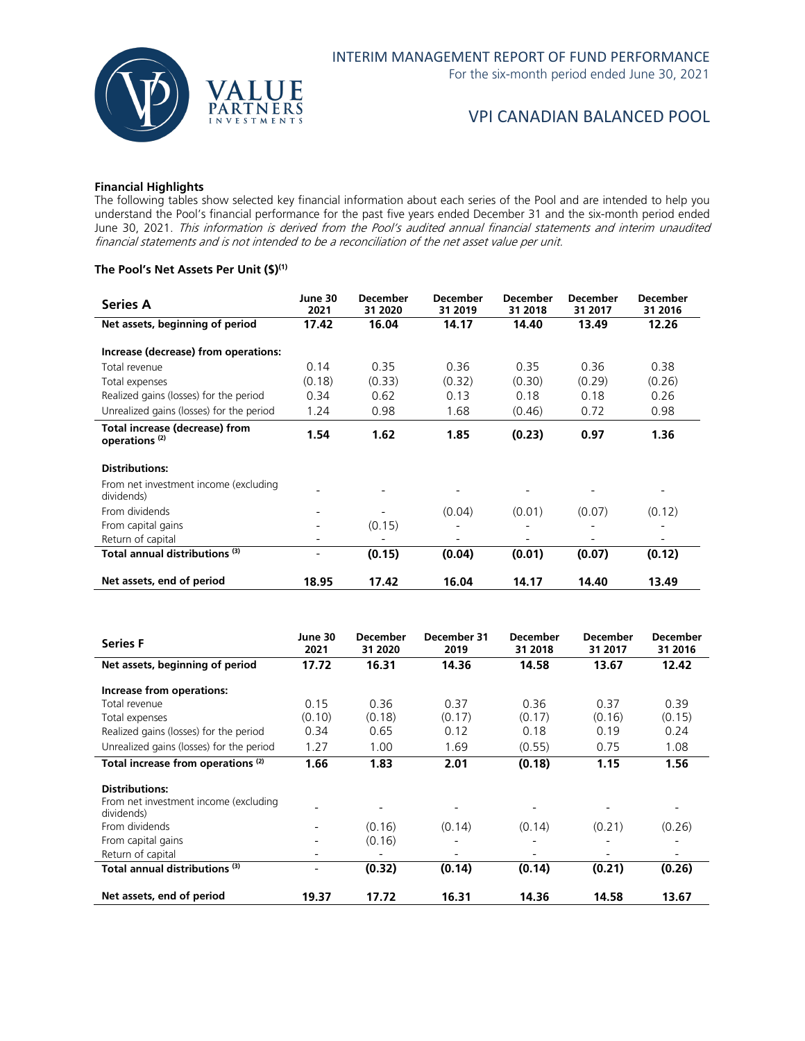### Financial Highlights

The following tables show selected key financial information about each series of the Pool and are intended to help you understand the Pool's financial performance for the past five years ended December 31 and the six-month period ended June 30, 2021. *This information is derived from the Pool's audited annual financial statements and interim unaudited financial statements and is not intended to be a reconciliation of the net asset value per unit.*

### The Pool's Net Assets Per Unit ($)[(1)]

| Series A | June 30 2021 | December 31 2020 | December 31 2019 | December 31 2018 | December 31 2017 | December 31 2016 |
|---|---|---|---|---|---|---|
| **Net assets, beginning of period** | **17.42** | **16.04** | **14.17** | **14.40** | **13.49** | **12.26** |
| **Increase (decrease) from operations:** | | | | | | |
| Total revenue | 0.14 | 0.35 | 0.36 | 0.35 | 0.36 | 0.38 |
| Total expenses | (0.18) | (0.33) | (0.32) | (0.30) | (0.29) | (0.26) |
| Realized gains (losses) for the period | 0.34 | 0.62 | 0.13 | 0.18 | 0.18 | 0.26 |
| Unrealized gains (losses) for the period | 1.24 | 0.98 | 1.68 | (0.46) | 0.72 | 0.98 |
| **Total increase (decrease) from operations [(2)]** | **1.54** | **1.62** | **1.85** | **(0.23)** | **0.97** | **1.36** |
| **Distributions:** | | | | | | |
| From net investment income (excluding dividends) | - | - | - | - | - | - |
| From dividends | - | - | (0.04) | (0.01) | (0.07) | (0.12) |
| From capital gains | - | (0.15) | - | - | - | - |
| Return of capital | - | - | - | - | - | - |
| **Total annual distributions [(3)]** | - | **(0.15)** | **(0.04)** | **(0.01)** | **(0.07)** | **(0.12)** |
| **Net assets, end of period** | **18.95** | **17.42** | **16.04** | **14.17** | **14.40** | **13.49** |

| Series F | June 30 2021 | December 31 2020 | December 31 2019 | December 31 2018 | December 31 2017 | December 31 2016 |
|---|---|---|---|---|---|---|
| **Net assets, beginning of period** | **17.72** | **16.31** | **14.36** | **14.58** | **13.67** | **12.42** |
| **Increase from operations:** | | | | | | |
| Total revenue | 0.15 | 0.36 | 0.37 | 0.36 | 0.37 | 0.39 |
| Total expenses | (0.10) | (0.18) | (0.17) | (0.17) | (0.16) | (0.15) |
| Realized gains (losses) for the period | 0.34 | 0.65 | 0.12 | 0.18 | 0.19 | 0.24 |
| Unrealized gains (losses) for the period | 1.27 | 1.00 | 1.69 | (0.55) | 0.75 | 1.08 |
| **Total increase from operations [(2)]** | **1.66** | **1.83** | **2.01** | **(0.18)** | **1.15** | **1.56** |
| **Distributions:** | | | | | | |
| From net investment income (excluding dividends) | - | - | - | - | - | - |
| From dividends | - | (0.16) | (0.14) | (0.14) | (0.21) | (0.26) |
| From capital gains | - | (0.16) | - | - | - | - |
| Return of capital | - | - | - | - | - | - |
| **Total annual distributions [(3)]** | - | **(0.32)** | **(0.14)** | **(0.14)** | **(0.21)** | **(0.26)** |
| **Net assets, end of period** | **19.37** | **17.72** | **16.31** | **14.36** | **14.58** | **13.67** |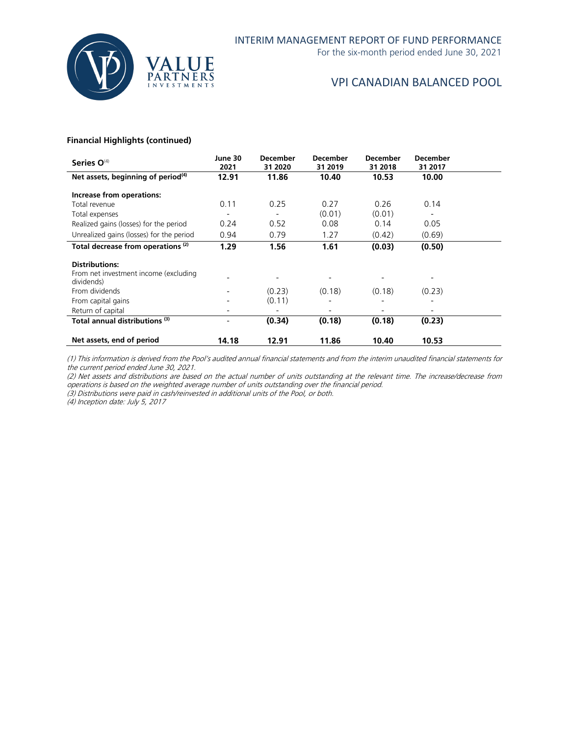#### Financial Highlights (continued)

| Series O[4] | June 30 2021 | December 31 2020 | December 31 2019 | December 31 2018 | December 31 2017 |
|---|---|---|---|---|---|
| **Net assets, beginning of period[4]** | **12.91** | **11.86** | **10.40** | **10.53** | **10.00** |
| **Increase from operations:** | | | | | |
| Total revenue | 0.11 | 0.25 | 0.27 | 0.26 | 0.14 |
| Total expenses | - | - | (0.01) | (0.01) | - |
| Realized gains (losses) for the period | 0.24 | 0.52 | 0.08 | 0.14 | 0.05 |
| Unrealized gains (losses) for the period | 0.94 | 0.79 | 1.27 | (0.42) | (0.69) |
| **Total decrease from operations [2]** | **1.29** | **1.56** | **1.61** | **(0.03)** | **(0.50)** |
| **Distributions:** | | | | | |
| From net investment income (excluding dividends) | - | - | - | - | - |
| From dividends | - | (0.23) | (0.18) | (0.18) | (0.23) |
| From capital gains | - | (0.11) | - | - | - |
| Return of capital | - | - | - | - | - |
| **Total annual distributions [3]** | - | **(0.34)** | **(0.18)** | **(0.18)** | **(0.23)** |
| **Net assets, end of period** | **14.18** | **12.91** | **11.86** | **10.40** | **10.53** |

*(1) This information is derived from the Pool's audited annual financial statements and from the interim unaudited financial statements for the current period ended June 30, 2021.*
*(2) Net assets and distributions are based on the actual number of units outstanding at the relevant time. The increase/decrease from operations is based on the weighted average number of units outstanding over the financial period.*
*(3) Distributions were paid in cash/reinvested in additional units of the Pool, or both.*
*(4) Inception date: July 5, 2017*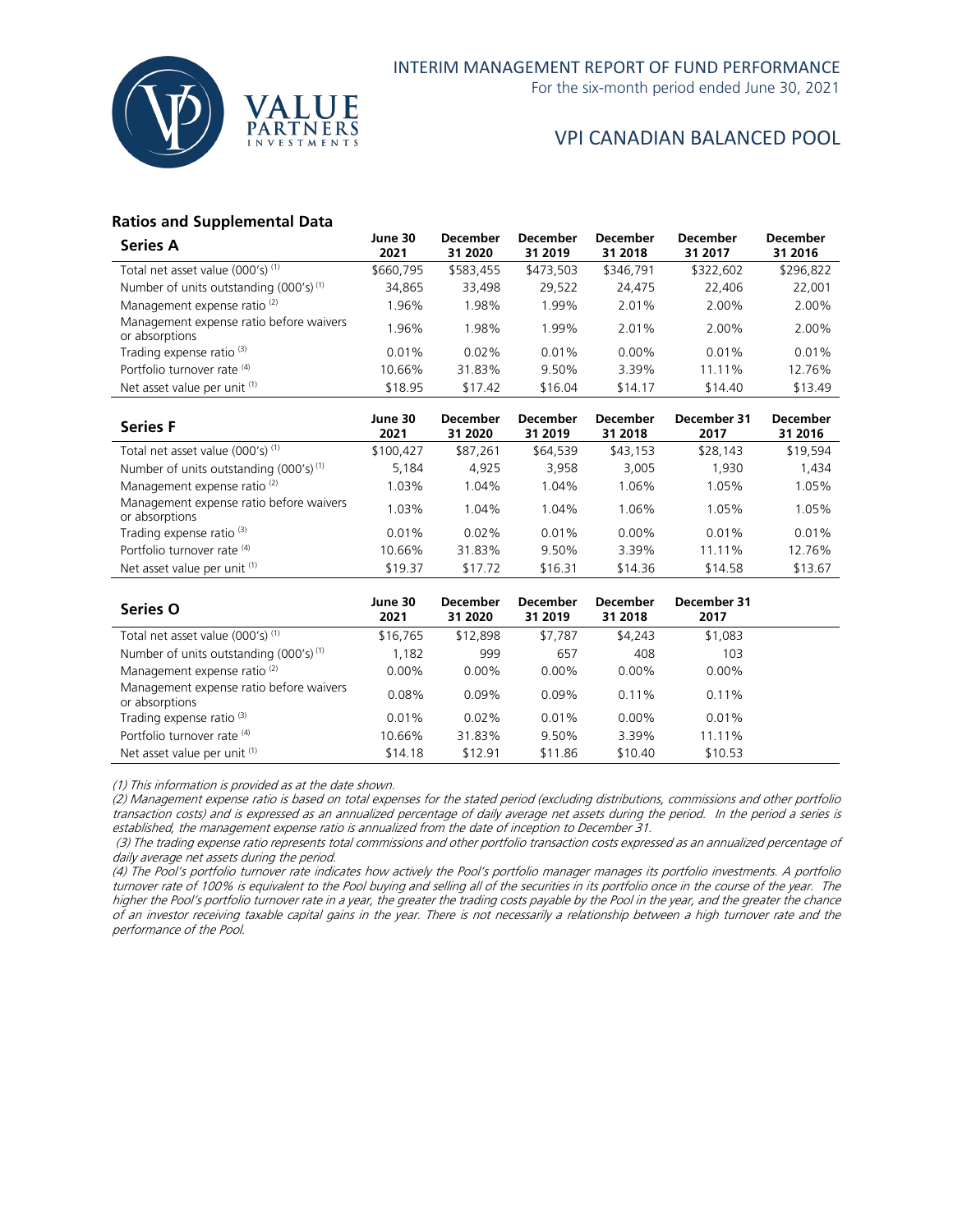## Ratios and Supplemental Data

| Series A | June 30 2021 | December 31 2020 | December 31 2019 | December 31 2018 | December 31 2017 | December 31 2016 |
|---|---|---|---|---|---|---|
| Total net asset value (000's) (1) | $660,795 | $583,455 | $473,503 | $346,791 | $322,602 | $296,822 |
| Number of units outstanding (000's) (1) | 34,865 | 33,498 | 29,522 | 24,475 | 22,406 | 22,001 |
| Management expense ratio (2) | 1.96% | 1.98% | 1.99% | 2.01% | 2.00% | 2.00% |
| Management expense ratio before waivers or absorptions | 1.96% | 1.98% | 1.99% | 2.01% | 2.00% | 2.00% |
| Trading expense ratio (3) | 0.01% | 0.02% | 0.01% | 0.00% | 0.01% | 0.01% |
| Portfolio turnover rate (4) | 10.66% | 31.83% | 9.50% | 3.39% | 11.11% | 12.76% |
| Net asset value per unit (1) | $18.95 | $17.42 | $16.04 | $14.17 | $14.40 | $13.49 |

| Series F | June 30 2021 | December 31 2020 | December 31 2019 | December 31 2018 | December 31 2017 | December 31 2016 |
|---|---|---|---|---|---|---|
| Total net asset value (000's) (1) | $100,427 | $87,261 | $64,539 | $43,153 | $28,143 | $19,594 |
| Number of units outstanding (000's) (1) | 5,184 | 4,925 | 3,958 | 3,005 | 1,930 | 1,434 |
| Management expense ratio (2) | 1.03% | 1.04% | 1.04% | 1.06% | 1.05% | 1.05% |
| Management expense ratio before waivers or absorptions | 1.03% | 1.04% | 1.04% | 1.06% | 1.05% | 1.05% |
| Trading expense ratio (3) | 0.01% | 0.02% | 0.01% | 0.00% | 0.01% | 0.01% |
| Portfolio turnover rate (4) | 10.66% | 31.83% | 9.50% | 3.39% | 11.11% | 12.76% |
| Net asset value per unit (1) | $19.37 | $17.72 | $16.31 | $14.36 | $14.58 | $13.67 |

| Series O | June 30 2021 | December 31 2020 | December 31 2019 | December 31 2018 | December 31 2017 |
|---|---|---|---|---|---|
| Total net asset value (000's) (1) | $16,765 | $12,898 | $7,787 | $4,243 | $1,083 |
| Number of units outstanding (000's) (1) | 1,182 | 999 | 657 | 408 | 103 |
| Management expense ratio (2) | 0.00% | 0.00% | 0.00% | 0.00% | 0.00% |
| Management expense ratio before waivers or absorptions | 0.08% | 0.09% | 0.09% | 0.11% | 0.11% |
| Trading expense ratio (3) | 0.01% | 0.02% | 0.01% | 0.00% | 0.01% |
| Portfolio turnover rate (4) | 10.66% | 31.83% | 9.50% | 3.39% | 11.11% |
| Net asset value per unit (1) | $14.18 | $12.91 | $11.86 | $10.40 | $10.53 |

*(1) This information is provided as at the date shown.*

*(2) Management expense ratio is based on total expenses for the stated period (excluding distributions, commissions and other portfolio transaction costs) and is expressed as an annualized percentage of daily average net assets during the period. In the period a series is established, the management expense ratio is annualized from the date of inception to December 31.*

*(3) The trading expense ratio represents total commissions and other portfolio transaction costs expressed as an annualized percentage of daily average net assets during the period.*

*(4) The Pool's portfolio turnover rate indicates how actively the Pool's portfolio manager manages its portfolio investments. A portfolio turnover rate of 100% is equivalent to the Pool buying and selling all of the securities in its portfolio once in the course of the year. The higher the Pool's portfolio turnover rate in a year, the greater the trading costs payable by the Pool in the year, and the greater the chance of an investor receiving taxable capital gains in the year. There is not necessarily a relationship between a high turnover rate and the performance of the Pool.*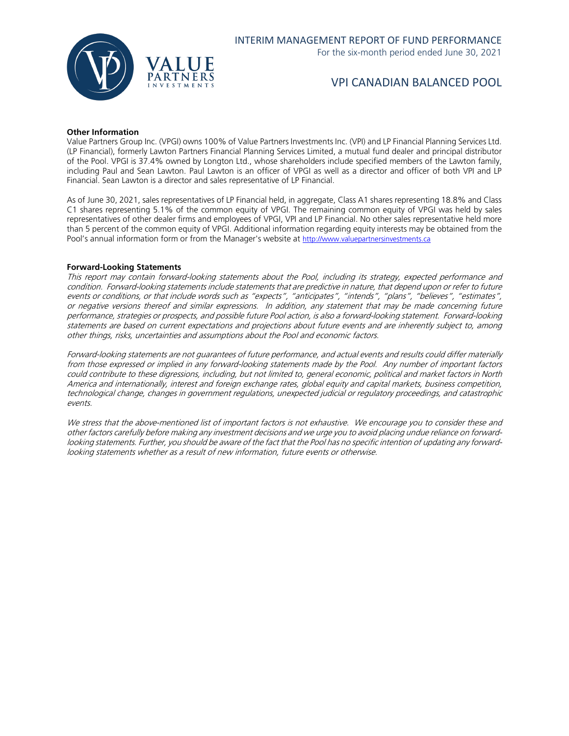### Other Information

Value Partners Group Inc. (VPGI) owns 100% of Value Partners Investments Inc. (VPI) and LP Financial Planning Services Ltd. (LP Financial), formerly Lawton Partners Financial Planning Services Limited, a mutual fund dealer and principal distributor of the Pool. VPGI is 37.4% owned by Longton Ltd., whose shareholders include specified members of the Lawton family, including Paul and Sean Lawton. Paul Lawton is an officer of VPGI as well as a director and officer of both VPI and LP Financial. Sean Lawton is a director and sales representative of LP Financial.

As of June 30, 2021, sales representatives of LP Financial held, in aggregate, Class A1 shares representing 18.8% and Class C1 shares representing 5.1% of the common equity of VPGI. The remaining common equity of VPGI was held by sales representatives of other dealer firms and employees of VPGI, VPI and LP Financial. No other sales representative held more than 5 percent of the common equity of VPGI. Additional information regarding equity interests may be obtained from the Pool's annual information form or from the Manager's website at http://www.valuepartnersinvestments.ca

### Forward-Looking Statements

*This report may contain forward-looking statements about the Pool, including its strategy, expected performance and condition. Forward-looking statements include statements that are predictive in nature, that depend upon or refer to future events or conditions, or that include words such as "expects", "anticipates", "intends", "plans", "believes", "estimates", or negative versions thereof and similar expressions. In addition, any statement that may be made concerning future performance, strategies or prospects, and possible future Pool action, is also a forward-looking statement. Forward-looking statements are based on current expectations and projections about future events and are inherently subject to, among other things, risks, uncertainties and assumptions about the Pool and economic factors.*

*Forward-looking statements are not guarantees of future performance, and actual events and results could differ materially from those expressed or implied in any forward-looking statements made by the Pool. Any number of important factors could contribute to these digressions, including, but not limited to, general economic, political and market factors in North America and internationally, interest and foreign exchange rates, global equity and capital markets, business competition, technological change, changes in government regulations, unexpected judicial or regulatory proceedings, and catastrophic events.*

*We stress that the above-mentioned list of important factors is not exhaustive. We encourage you to consider these and other factors carefully before making any investment decisions and we urge you to avoid placing undue reliance on forward-looking statements. Further, you should be aware of the fact that the Pool has no specific intention of updating any forward-looking statements whether as a result of new information, future events or otherwise.*